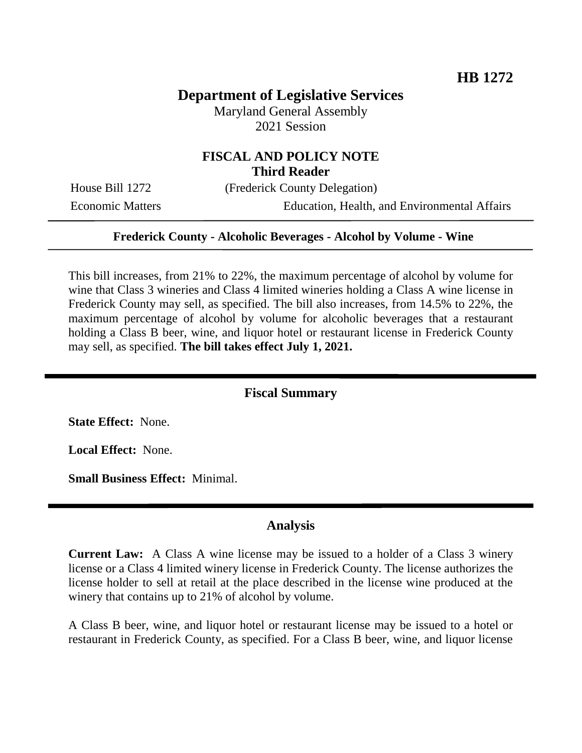**HB 1272**

# Department of Legislative Services

Maryland General Assembly
2021 Session

## FISCAL AND POLICY NOTE
## Third Reader

House Bill 1272 (Frederick County Delegation)

Economic Matters Education, Health, and Environmental Affairs

**Frederick County - Alcoholic Beverages - Alcohol by Volume - Wine**

This bill increases, from 21% to 22%, the maximum percentage of alcohol by volume for wine that Class 3 wineries and Class 4 limited wineries holding a Class A wine license in Frederick County may sell, as specified. The bill also increases, from 14.5% to 22%, the maximum percentage of alcohol by volume for alcoholic beverages that a restaurant holding a Class B beer, wine, and liquor hotel or restaurant license in Frederick County may sell, as specified. **The bill takes effect July 1, 2021.**

## Fiscal Summary

**State Effect:** None.

**Local Effect:** None.

**Small Business Effect:** Minimal.

## Analysis

**Current Law:** A Class A wine license may be issued to a holder of a Class 3 winery license or a Class 4 limited winery license in Frederick County. The license authorizes the license holder to sell at retail at the place described in the license wine produced at the winery that contains up to 21% of alcohol by volume.

A Class B beer, wine, and liquor hotel or restaurant license may be issued to a hotel or restaurant in Frederick County, as specified. For a Class B beer, wine, and liquor license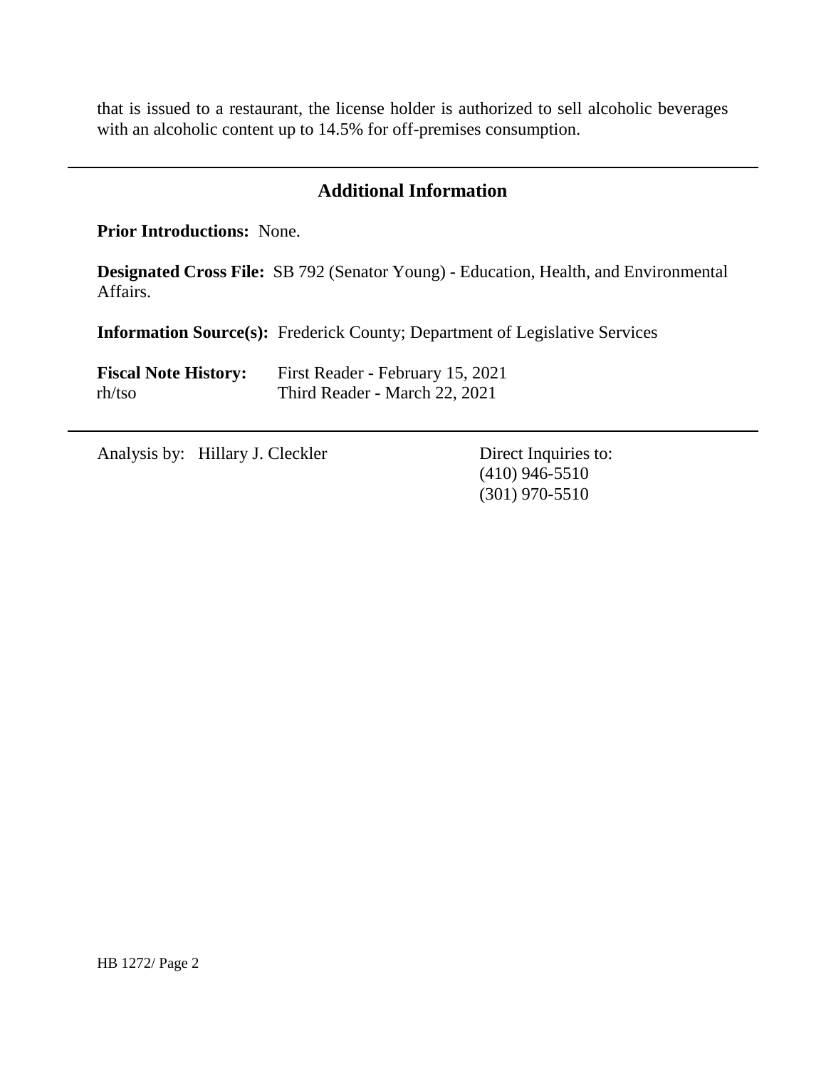that is issued to a restaurant, the license holder is authorized to sell alcoholic beverages with an alcoholic content up to 14.5% for off-premises consumption.

---

## Additional Information

**Prior Introductions:** None.

**Designated Cross File:** SB 792 (Senator Young) - Education, Health, and Environmental Affairs.

**Information Source(s):** Frederick County; Department of Legislative Services

**Fiscal Note History:** First Reader - February 15, 2021
rh/tso Third Reader - March 22, 2021

---

Analysis by: Hillary J. Cleckler

Direct Inquiries to:
(410) 946-5510
(301) 970-5510